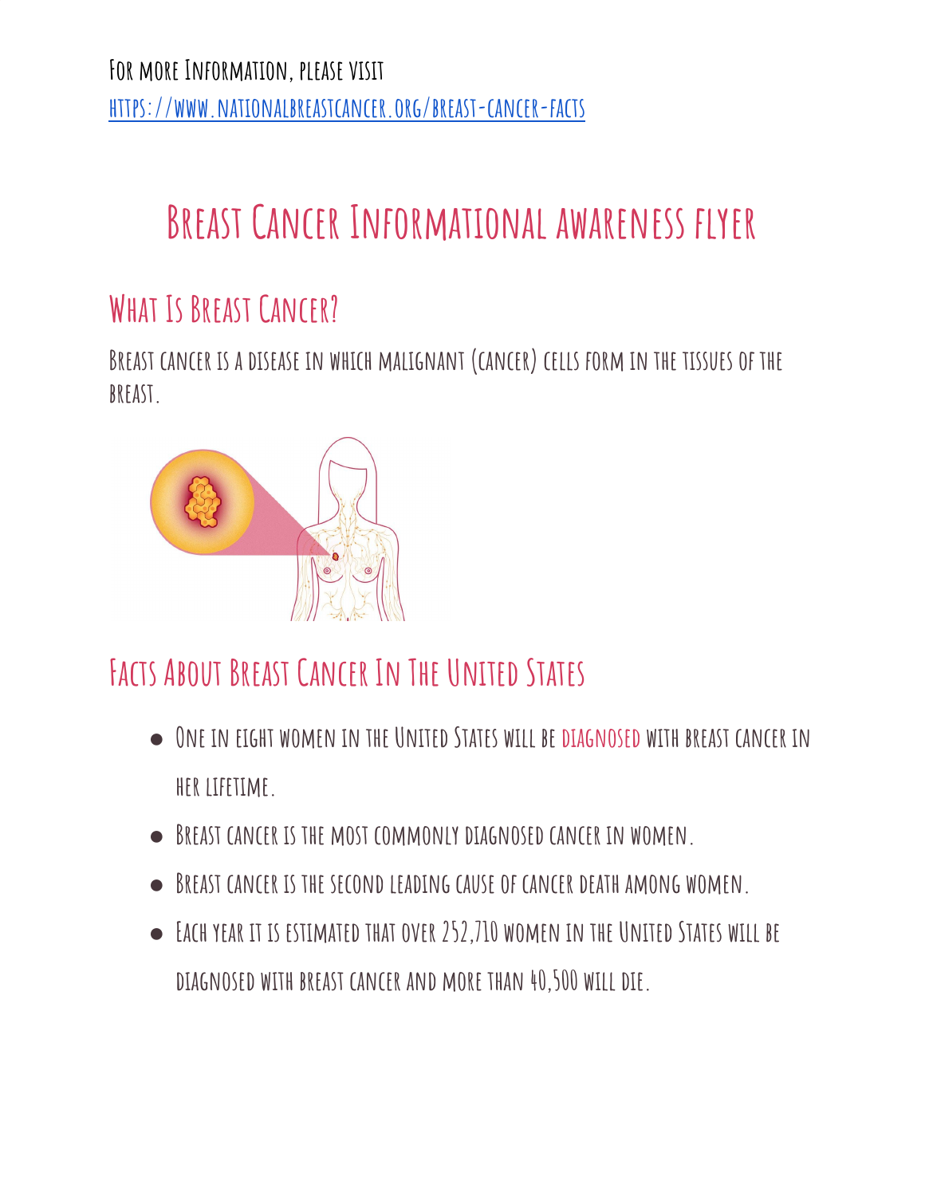For more Information, please visit
[https://www.nationalbreastcancer.org/breast-cancer-facts](https://www.nationalbreastcancer.org/breast-cancer-facts)

# Breast Cancer Informational awareness flyer

## What Is Breast Cancer?

Breast cancer is a disease in which malignant (cancer) cells form in the tissues of the breast.

## Facts About Breast Cancer In The United States

- One in eight women in the United States will be diagnosed with breast cancer in her lifetime.
- Breast cancer is the most commonly diagnosed cancer in women.
- Breast cancer is the second leading cause of cancer death among women.
- Each year it is estimated that over 252,710 women in the United States will be diagnosed with breast cancer and more than 40,500 will die.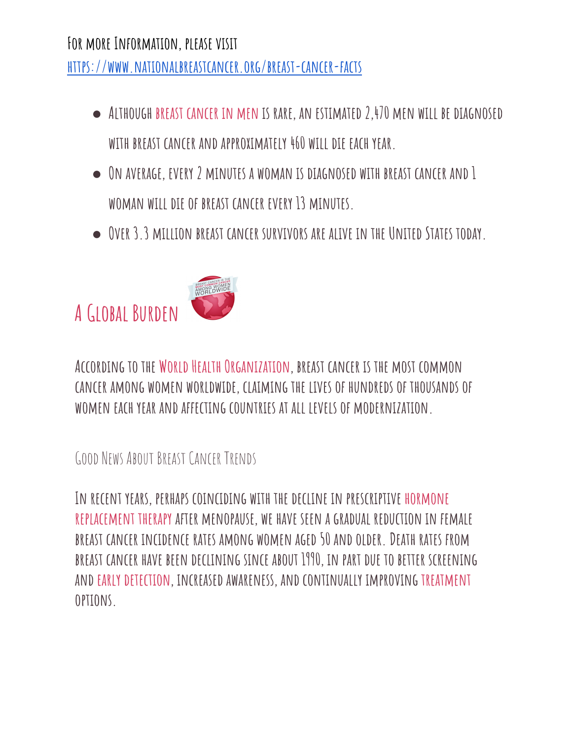For more Information, please visit
https://www.nationalbreastcancer.org/breast-cancer-facts

- Although breast cancer in men is rare, an estimated 2,470 men will be diagnosed with breast cancer and approximately 460 will die each year.
- On average, every 2 minutes a woman is diagnosed with breast cancer and 1 woman will die of breast cancer every 13 minutes.
- Over 3.3 million breast cancer survivors are alive in the United States today.

## A Global Burden

According to the World Health Organization, breast cancer is the most common cancer among women worldwide, claiming the lives of hundreds of thousands of women each year and affecting countries at all levels of modernization.

### Good News About Breast Cancer Trends

In recent years, perhaps coinciding with the decline in prescriptive hormone replacement therapy after menopause, we have seen a gradual reduction in female breast cancer incidence rates among women aged 50 and older. Death rates from breast cancer have been declining since about 1990, in part due to better screening and early detection, increased awareness, and continually improving treatment options.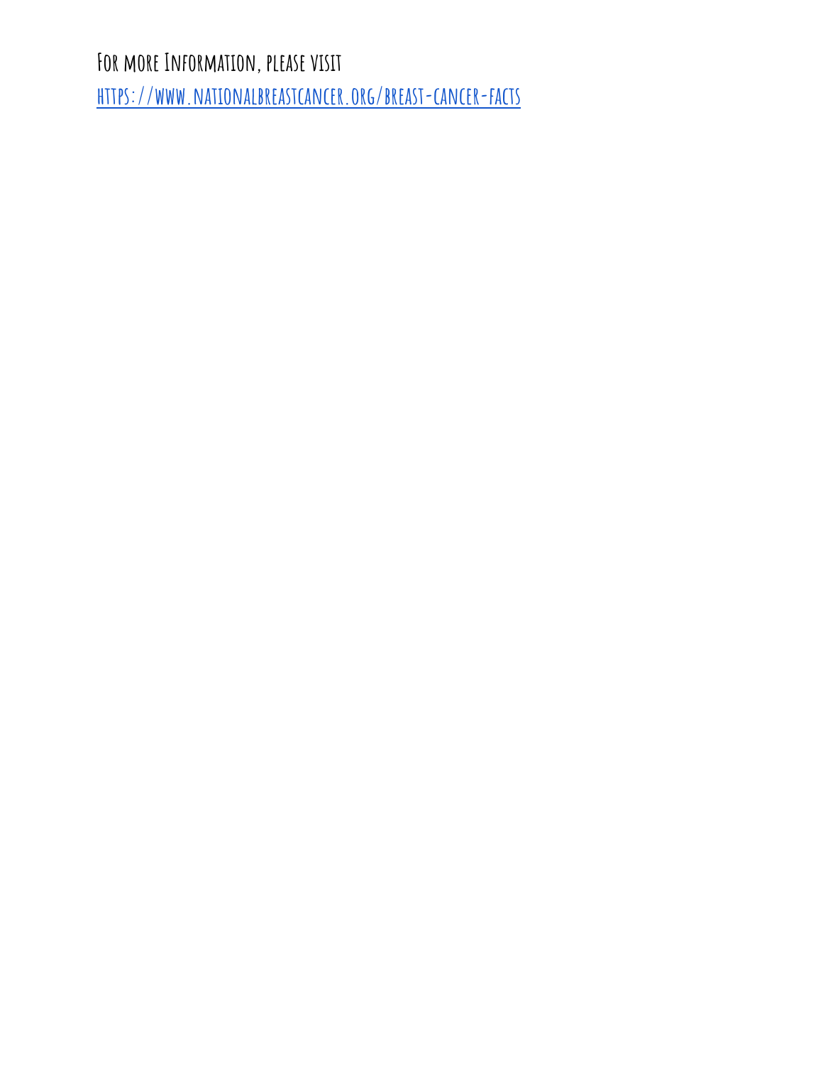For more Information, please visit

[https://www.nationalbreastcancer.org/breast-cancer-facts](https://www.nationalbreastcancer.org/breast-cancer-facts)